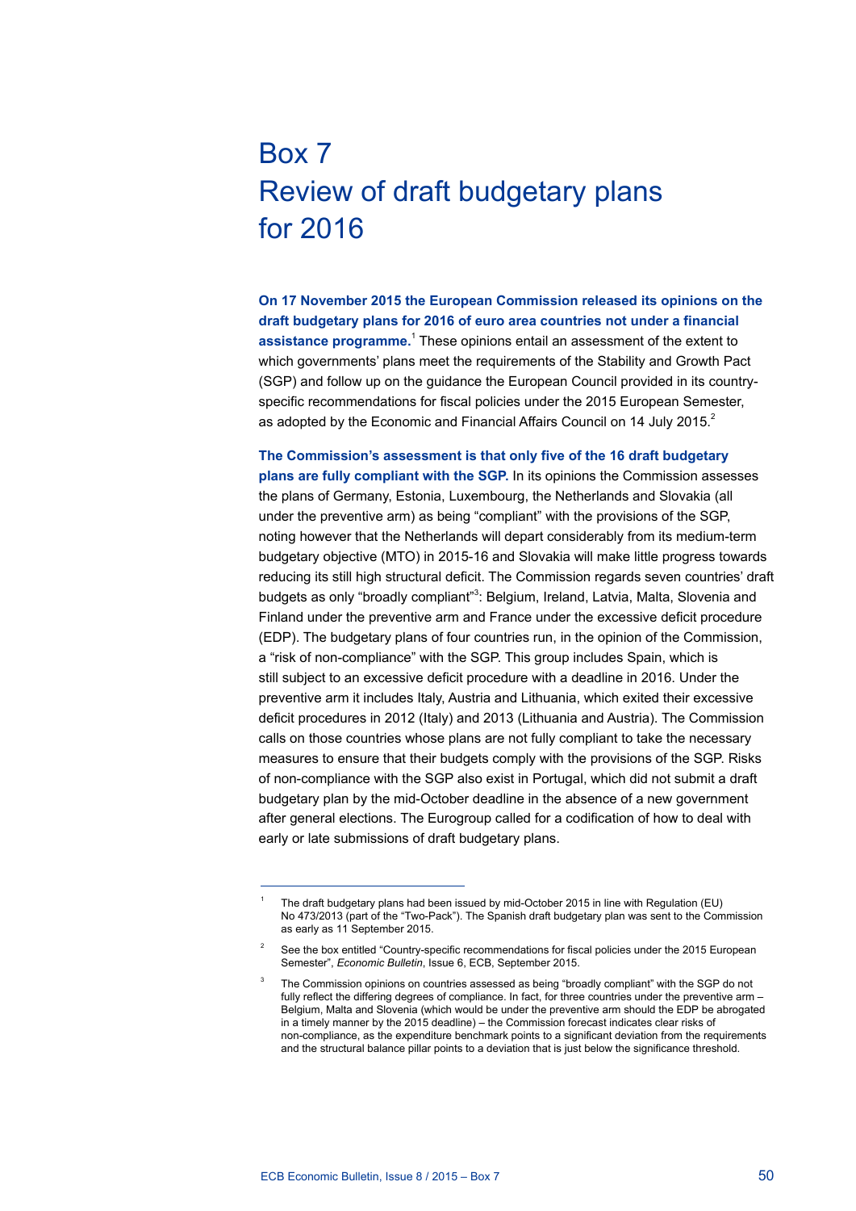# Box 7
# Review of draft budgetary plans for 2016

**On 17 November 2015 the European Commission released its opinions on the draft budgetary plans for 2016 of euro area countries not under a financial assistance programme.**[1] These opinions entail an assessment of the extent to which governments' plans meet the requirements of the Stability and Growth Pact (SGP) and follow up on the guidance the European Council provided in its country-specific recommendations for fiscal policies under the 2015 European Semester, as adopted by the Economic and Financial Affairs Council on 14 July 2015.[2]

**The Commission's assessment is that only five of the 16 draft budgetary plans are fully compliant with the SGP.** In its opinions the Commission assesses the plans of Germany, Estonia, Luxembourg, the Netherlands and Slovakia (all under the preventive arm) as being "compliant" with the provisions of the SGP, noting however that the Netherlands will depart considerably from its medium-term budgetary objective (MTO) in 2015-16 and Slovakia will make little progress towards reducing its still high structural deficit. The Commission regards seven countries' draft budgets as only "broadly compliant"[3]: Belgium, Ireland, Latvia, Malta, Slovenia and Finland under the preventive arm and France under the excessive deficit procedure (EDP). The budgetary plans of four countries run, in the opinion of the Commission, a "risk of non-compliance" with the SGP. This group includes Spain, which is still subject to an excessive deficit procedure with a deadline in 2016. Under the preventive arm it includes Italy, Austria and Lithuania, which exited their excessive deficit procedures in 2012 (Italy) and 2013 (Lithuania and Austria). The Commission calls on those countries whose plans are not fully compliant to take the necessary measures to ensure that their budgets comply with the provisions of the SGP. Risks of non-compliance with the SGP also exist in Portugal, which did not submit a draft budgetary plan by the mid-October deadline in the absence of a new government after general elections. The Eurogroup called for a codification of how to deal with early or late submissions of draft budgetary plans.

---

[1] The draft budgetary plans had been issued by mid-October 2015 in line with Regulation (EU) No 473/2013 (part of the "Two-Pack"). The Spanish draft budgetary plan was sent to the Commission as early as 11 September 2015.

[2] See the box entitled "Country-specific recommendations for fiscal policies under the 2015 European Semester", *Economic Bulletin*, Issue 6, ECB, September 2015.

[3] The Commission opinions on countries assessed as being "broadly compliant" with the SGP do not fully reflect the differing degrees of compliance. In fact, for three countries under the preventive arm – Belgium, Malta and Slovenia (which would be under the preventive arm should the EDP be abrogated in a timely manner by the 2015 deadline) – the Commission forecast indicates clear risks of non-compliance, as the expenditure benchmark points to a significant deviation from the requirements and the structural balance pillar points to a deviation that is just below the significance threshold.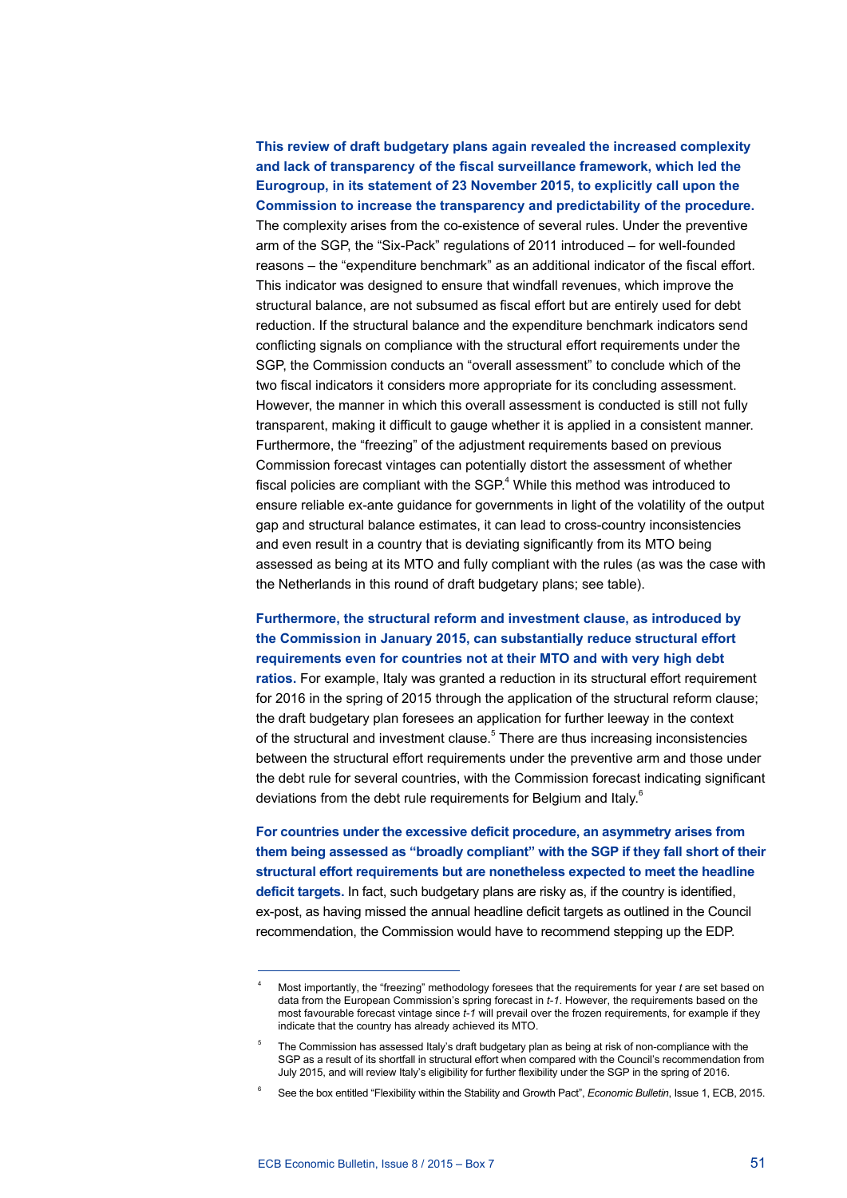**This review of draft budgetary plans again revealed the increased complexity and lack of transparency of the fiscal surveillance framework, which led the Eurogroup, in its statement of 23 November 2015, to explicitly call upon the Commission to increase the transparency and predictability of the procedure.** The complexity arises from the co-existence of several rules. Under the preventive arm of the SGP, the "Six-Pack" regulations of 2011 introduced – for well-founded reasons – the "expenditure benchmark" as an additional indicator of the fiscal effort. This indicator was designed to ensure that windfall revenues, which improve the structural balance, are not subsumed as fiscal effort but are entirely used for debt reduction. If the structural balance and the expenditure benchmark indicators send conflicting signals on compliance with the structural effort requirements under the SGP, the Commission conducts an "overall assessment" to conclude which of the two fiscal indicators it considers more appropriate for its concluding assessment. However, the manner in which this overall assessment is conducted is still not fully transparent, making it difficult to gauge whether it is applied in a consistent manner. Furthermore, the "freezing" of the adjustment requirements based on previous Commission forecast vintages can potentially distort the assessment of whether fiscal policies are compliant with the SGP.[4] While this method was introduced to ensure reliable ex-ante guidance for governments in light of the volatility of the output gap and structural balance estimates, it can lead to cross-country inconsistencies and even result in a country that is deviating significantly from its MTO being assessed as being at its MTO and fully compliant with the rules (as was the case with the Netherlands in this round of draft budgetary plans; see table).

**Furthermore, the structural reform and investment clause, as introduced by the Commission in January 2015, can substantially reduce structural effort requirements even for countries not at their MTO and with very high debt ratios.** For example, Italy was granted a reduction in its structural effort requirement for 2016 in the spring of 2015 through the application of the structural reform clause; the draft budgetary plan foresees an application for further leeway in the context of the structural and investment clause.[5] There are thus increasing inconsistencies between the structural effort requirements under the preventive arm and those under the debt rule for several countries, with the Commission forecast indicating significant deviations from the debt rule requirements for Belgium and Italy.[6]

**For countries under the excessive deficit procedure, an asymmetry arises from them being assessed as "broadly compliant" with the SGP if they fall short of their structural effort requirements but are nonetheless expected to meet the headline deficit targets.** In fact, such budgetary plans are risky as, if the country is identified, ex-post, as having missed the annual headline deficit targets as outlined in the Council recommendation, the Commission would have to recommend stepping up the EDP.

---

[4] Most importantly, the "freezing" methodology foresees that the requirements for year *t* are set based on data from the European Commission's spring forecast in *t-1*. However, the requirements based on the most favourable forecast vintage since *t-1* will prevail over the frozen requirements, for example if they indicate that the country has already achieved its MTO.

[5] The Commission has assessed Italy's draft budgetary plan as being at risk of non-compliance with the SGP as a result of its shortfall in structural effort when compared with the Council's recommendation from July 2015, and will review Italy's eligibility for further flexibility under the SGP in the spring of 2016.

[6] See the box entitled "Flexibility within the Stability and Growth Pact", *Economic Bulletin*, Issue 1, ECB, 2015.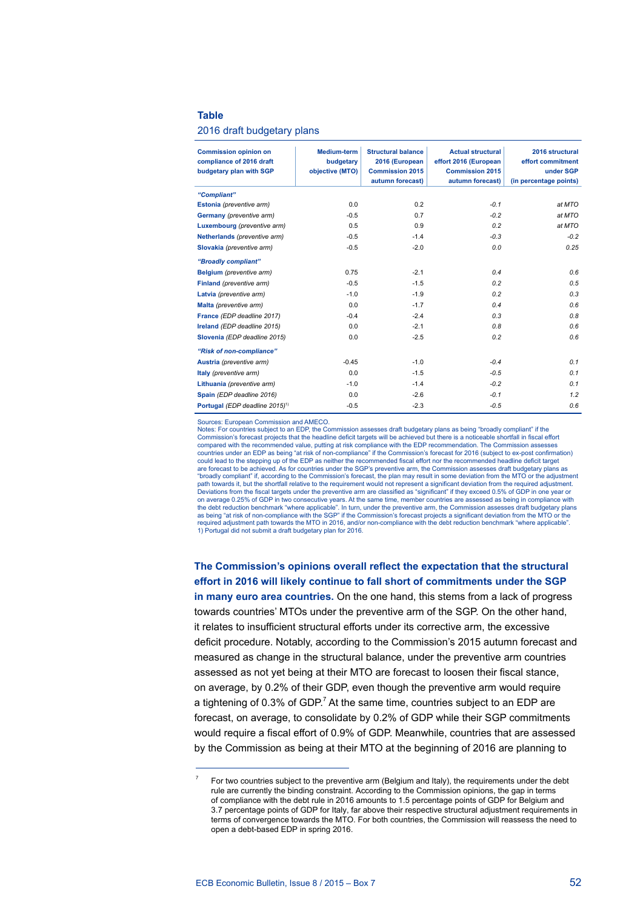**Table**

2016 draft budgetary plans

| Commission opinion on compliance of 2016 draft budgetary plan with SGP | Medium-term budgetary objective (MTO) | Structural balance 2016 (European Commission 2015 autumn forecast) | Actual structural effort 2016 (European Commission 2015 autumn forecast) | 2016 structural effort commitment under SGP (in percentage points) |
|---|---|---|---|---|
| ***"Compliant"*** | | | | |
| **Estonia** *(preventive arm)* | 0.0 | 0.2 | *-0.1* | *at MTO* |
| **Germany** *(preventive arm)* | -0.5 | 0.7 | *-0.2* | *at MTO* |
| **Luxembourg** *(preventive arm)* | 0.5 | 0.9 | *0.2* | *at MTO* |
| **Netherlands** *(preventive arm)* | -0.5 | -1.4 | *-0.3* | *-0.2* |
| **Slovakia** *(preventive arm)* | -0.5 | -2.0 | *0.0* | *0.25* |
| ***"Broadly compliant"*** | | | | |
| **Belgium** *(preventive arm)* | 0.75 | -2.1 | *0.4* | *0.6* |
| **Finland** *(preventive arm)* | -0.5 | -1.5 | *0.2* | *0.5* |
| **Latvia** *(preventive arm)* | -1.0 | -1.9 | *0.2* | *0.3* |
| **Malta** *(preventive arm)* | 0.0 | -1.7 | *0.4* | *0.6* |
| **France** *(EDP deadline 2017)* | -0.4 | -2.4 | *0.3* | *0.8* |
| **Ireland** *(EDP deadline 2015)* | 0.0 | -2.1 | *0.8* | *0.6* |
| **Slovenia** *(EDP deadline 2015)* | 0.0 | -2.5 | *0.2* | *0.6* |
| ***"Risk of non-compliance"*** | | | | |
| **Austria** *(preventive arm)* | -0.45 | -1.0 | *-0.4* | *0.1* |
| **Italy** *(preventive arm)* | 0.0 | -1.5 | *-0.5* | *0.1* |
| **Lithuania** *(preventive arm)* | -1.0 | -1.4 | *-0.2* | *0.1* |
| **Spain** *(EDP deadline 2016)* | 0.0 | -2.6 | *-0.1* | *1.2* |
| **Portugal** *(EDP deadline 2015)*[1] | -0.5 | -2.3 | *-0.5* | *0.6* |

Sources: European Commission and AMECO.
Notes: For countries subject to an EDP, the Commission assesses draft budgetary plans as being "broadly compliant" if the Commission's forecast projects that the headline deficit targets will be achieved but there is a noticeable shortfall in fiscal effort compared with the recommended value, putting at risk compliance with the EDP recommendation. The Commission assesses countries under an EDP as being "at risk of non-compliance" if the Commission's forecast for 2016 (subject to ex-post confirmation) could lead to the stepping up of the EDP as neither the recommended fiscal effort nor the recommended headline deficit target are forecast to be achieved. As for countries under the SGP's preventive arm, the Commission assesses draft budgetary plans as "broadly compliant" if, according to the Commission's forecast, the plan may result in some deviation from the MTO or the adjustment path towards it, but the shortfall relative to the requirement would not represent a significant deviation from the required adjustment. Deviations from the fiscal targets under the preventive arm are classified as "significant" if they exceed 0.5% of GDP in one year or on average 0.25% of GDP in two consecutive years. At the same time, member countries are assessed as being in compliance with the debt reduction benchmark "where applicable". In turn, under the preventive arm, the Commission assesses draft budgetary plans as being "at risk of non-compliance with the SGP" if the Commission's forecast projects a significant deviation from the MTO or the required adjustment path towards the MTO in 2016, and/or non-compliance with the debt reduction benchmark "where applicable".
1) Portugal did not submit a draft budgetary plan for 2016.

**The Commission's opinions overall reflect the expectation that the structural effort in 2016 will likely continue to fall short of commitments under the SGP in many euro area countries.** On the one hand, this stems from a lack of progress towards countries' MTOs under the preventive arm of the SGP. On the other hand, it relates to insufficient structural efforts under its corrective arm, the excessive deficit procedure. Notably, according to the Commission's 2015 autumn forecast and measured as change in the structural balance, under the preventive arm countries assessed as not yet being at their MTO are forecast to loosen their fiscal stance, on average, by 0.2% of their GDP, even though the preventive arm would require a tightening of 0.3% of GDP.[7] At the same time, countries subject to an EDP are forecast, on average, to consolidate by 0.2% of GDP while their SGP commitments would require a fiscal effort of 0.9% of GDP. Meanwhile, countries that are assessed by the Commission as being at their MTO at the beginning of 2016 are planning to

[7] For two countries subject to the preventive arm (Belgium and Italy), the requirements under the debt rule are currently the binding constraint. According to the Commission opinions, the gap in terms of compliance with the debt rule in 2016 amounts to 1.5 percentage points of GDP for Belgium and 3.7 percentage points of GDP for Italy, far above their respective structural adjustment requirements in terms of convergence towards the MTO. For both countries, the Commission will reassess the need to open a debt-based EDP in spring 2016.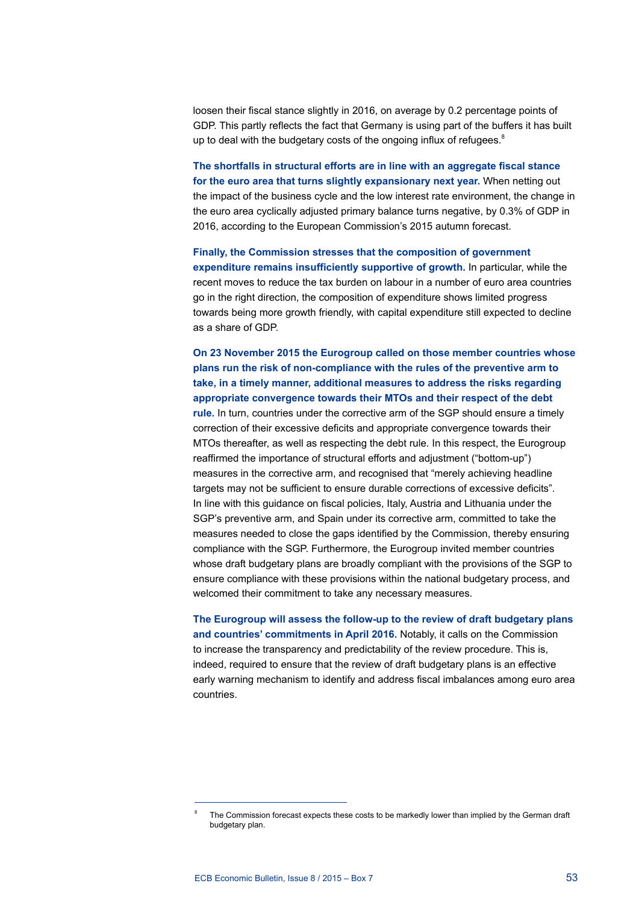loosen their fiscal stance slightly in 2016, on average by 0.2 percentage points of GDP. This partly reflects the fact that Germany is using part of the buffers it has built up to deal with the budgetary costs of the ongoing influx of refugees.[8]

**The shortfalls in structural efforts are in line with an aggregate fiscal stance for the euro area that turns slightly expansionary next year.** When netting out the impact of the business cycle and the low interest rate environment, the change in the euro area cyclically adjusted primary balance turns negative, by 0.3% of GDP in 2016, according to the European Commission's 2015 autumn forecast.

**Finally, the Commission stresses that the composition of government expenditure remains insufficiently supportive of growth.** In particular, while the recent moves to reduce the tax burden on labour in a number of euro area countries go in the right direction, the composition of expenditure shows limited progress towards being more growth friendly, with capital expenditure still expected to decline as a share of GDP.

**On 23 November 2015 the Eurogroup called on those member countries whose plans run the risk of non-compliance with the rules of the preventive arm to take, in a timely manner, additional measures to address the risks regarding appropriate convergence towards their MTOs and their respect of the debt rule.** In turn, countries under the corrective arm of the SGP should ensure a timely correction of their excessive deficits and appropriate convergence towards their MTOs thereafter, as well as respecting the debt rule. In this respect, the Eurogroup reaffirmed the importance of structural efforts and adjustment ("bottom-up") measures in the corrective arm, and recognised that "merely achieving headline targets may not be sufficient to ensure durable corrections of excessive deficits". In line with this guidance on fiscal policies, Italy, Austria and Lithuania under the SGP's preventive arm, and Spain under its corrective arm, committed to take the measures needed to close the gaps identified by the Commission, thereby ensuring compliance with the SGP. Furthermore, the Eurogroup invited member countries whose draft budgetary plans are broadly compliant with the provisions of the SGP to ensure compliance with these provisions within the national budgetary process, and welcomed their commitment to take any necessary measures.

**The Eurogroup will assess the follow-up to the review of draft budgetary plans and countries' commitments in April 2016.** Notably, it calls on the Commission to increase the transparency and predictability of the review procedure. This is, indeed, required to ensure that the review of draft budgetary plans is an effective early warning mechanism to identify and address fiscal imbalances among euro area countries.

[8] The Commission forecast expects these costs to be markedly lower than implied by the German draft budgetary plan.